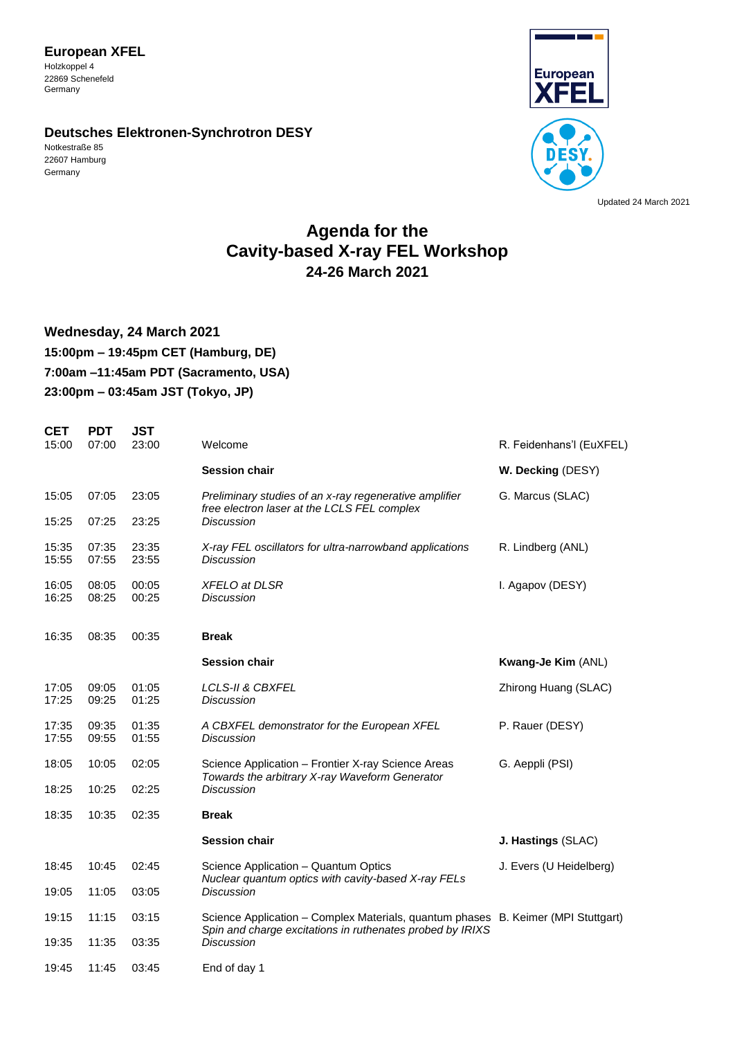**European XFEL**
Holzkoppel 4
22869 Schenefeld
Germany

**Deutsches Elektronen-Synchrotron DESY**
Notkestraße 85
22607 Hamburg
Germany

Updated 24 March 2021

# Agenda for the Cavity-based X-ray FEL Workshop
## 24-26 March 2021

### Wednesday, 24 March 2021
### 15:00pm – 19:45pm CET (Hamburg, DE)
### 7:00am –11:45am PDT (Sacramento, USA)
### 23:00pm – 03:45am JST (Tokyo, JP)

| CET | PDT | JST | | |
|---|---|---|---|---|
| 15:00 | 07:00 | 23:00 | Welcome | R. Feidenhans'l (EuXFEL) |
| | | | **Session chair** | **W. Decking** (DESY) |
| 15:05 | 07:05 | 23:05 | *Preliminary studies of an x-ray regenerative amplifier free electron laser at the LCLS FEL complex* | G. Marcus (SLAC) |
| 15:25 | 07:25 | 23:25 | *Discussion* | |
| 15:35 | 07:35 | 23:35 | *X-ray FEL oscillators for ultra-narrowband applications* | R. Lindberg (ANL) |
| 15:55 | 07:55 | 23:55 | *Discussion* | |
| 16:05 | 08:05 | 00:05 | *XFELO at DLSR* | I. Agapov (DESY) |
| 16:25 | 08:25 | 00:25 | *Discussion* | |
| 16:35 | 08:35 | 00:35 | **Break** | |
| | | | **Session chair** | **Kwang-Je Kim** (ANL) |
| 17:05 | 09:05 | 01:05 | *LCLS-II & CBXFEL* | Zhirong Huang (SLAC) |
| 17:25 | 09:25 | 01:25 | *Discussion* | |
| 17:35 | 09:35 | 01:35 | *A CBXFEL demonstrator for the European XFEL* | P. Rauer (DESY) |
| 17:55 | 09:55 | 01:55 | *Discussion* | |
| 18:05 | 10:05 | 02:05 | Science Application – Frontier X-ray Science Areas<br>*Towards the arbitrary X-ray Waveform Generator* | G. Aeppli (PSI) |
| 18:25 | 10:25 | 02:25 | *Discussion* | |
| 18:35 | 10:35 | 02:35 | **Break** | |
| | | | **Session chair** | **J. Hastings** (SLAC) |
| 18:45 | 10:45 | 02:45 | Science Application – Quantum Optics<br>*Nuclear quantum optics with cavity-based X-ray FELs* | J. Evers (U Heidelberg) |
| 19:05 | 11:05 | 03:05 | *Discussion* | |
| 19:15 | 11:15 | 03:15 | Science Application – Complex Materials, quantum phases<br>*Spin and charge excitations in ruthenates probed by IRIXS* | B. Keimer (MPI Stuttgart) |
| 19:35 | 11:35 | 03:35 | *Discussion* | |
| 19:45 | 11:45 | 03:45 | End of day 1 | |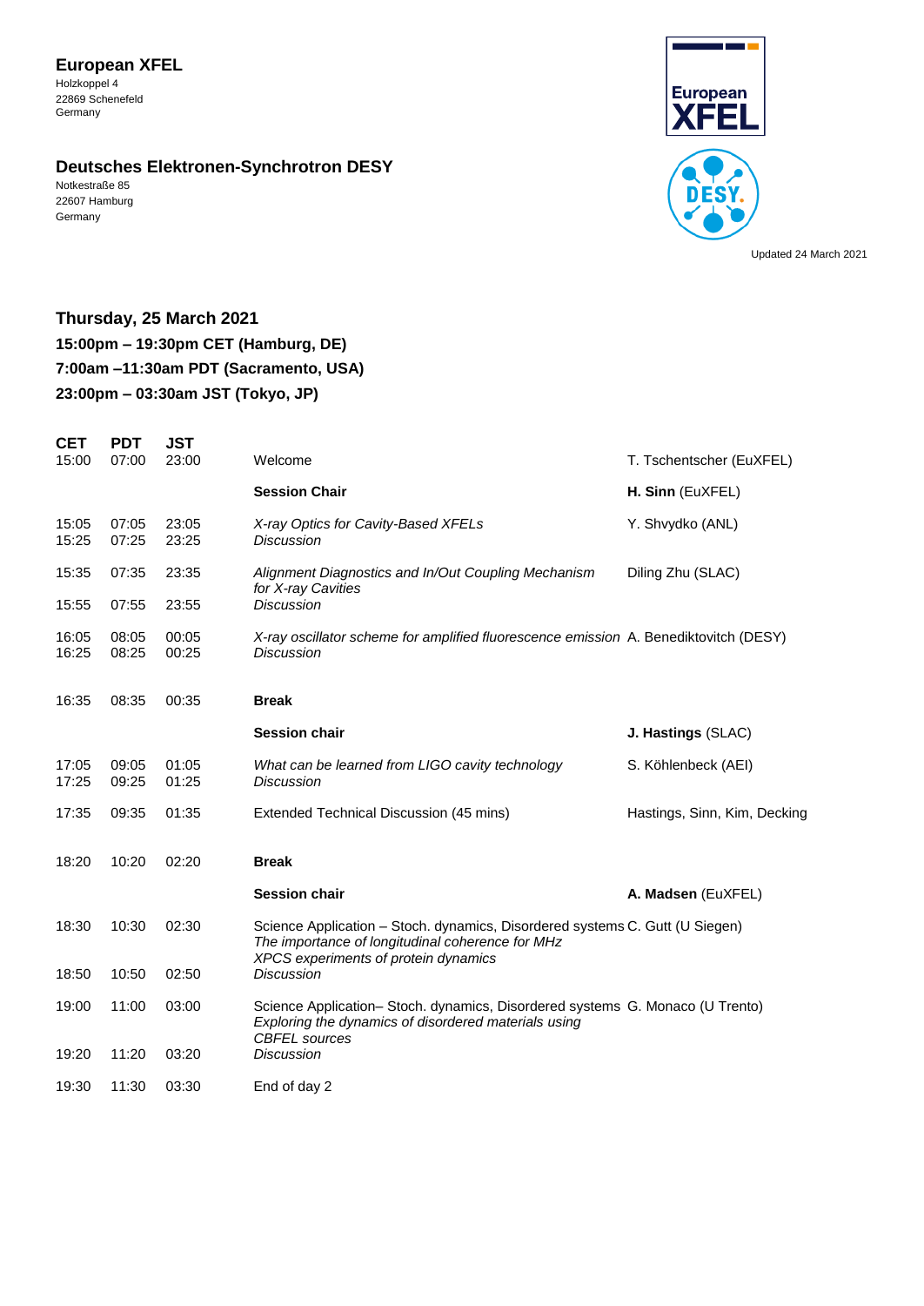**European XFEL**
Holzkoppel 4
22869 Schenefeld
Germany

**Deutsches Elektronen-Synchrotron DESY**
Notkestraße 85
22607 Hamburg
Germany

Updated 24 March 2021

### Thursday, 25 March 2021
### 15:00pm – 19:30pm CET (Hamburg, DE)
### 7:00am –11:30am PDT (Sacramento, USA)
### 23:00pm – 03:30am JST (Tokyo, JP)

| CET | PDT | JST | | |
|---|---|---|---|---|
| 15:00 | 07:00 | 23:00 | Welcome | T. Tschentscher (EuXFEL) |
| | | | **Session Chair** | **H. Sinn** (EuXFEL) |
| 15:05 | 07:05 | 23:05 | *X-ray Optics for Cavity-Based XFELs* | Y. Shvydko (ANL) |
| 15:25 | 07:25 | 23:25 | *Discussion* | |
| 15:35 | 07:35 | 23:35 | *Alignment Diagnostics and In/Out Coupling Mechanism for X-ray Cavities* | Diling Zhu (SLAC) |
| 15:55 | 07:55 | 23:55 | *Discussion* | |
| 16:05 | 08:05 | 00:05 | *X-ray oscillator scheme for amplified fluorescence emission* | A. Benediktovitch (DESY) |
| 16:25 | 08:25 | 00:25 | *Discussion* | |
| 16:35 | 08:35 | 00:35 | **Break** | |
| | | | **Session chair** | **J. Hastings** (SLAC) |
| 17:05 | 09:05 | 01:05 | *What can be learned from LIGO cavity technology* | S. Köhlenbeck (AEI) |
| 17:25 | 09:25 | 01:25 | *Discussion* | |
| 17:35 | 09:35 | 01:35 | Extended Technical Discussion (45 mins) | Hastings, Sinn, Kim, Decking |
| 18:20 | 10:20 | 02:20 | **Break** | |
| | | | **Session chair** | **A. Madsen** (EuXFEL) |
| 18:30 | 10:30 | 02:30 | Science Application – Stoch. dynamics, Disordered systems *The importance of longitudinal coherence for MHz XPCS experiments of protein dynamics* | C. Gutt (U Siegen) |
| 18:50 | 10:50 | 02:50 | *Discussion* | |
| 19:00 | 11:00 | 03:00 | Science Application– Stoch. dynamics, Disordered systems *Exploring the dynamics of disordered materials using CBFEL sources* | G. Monaco (U Trento) |
| 19:20 | 11:20 | 03:20 | *Discussion* | |
| 19:30 | 11:30 | 03:30 | End of day 2 | |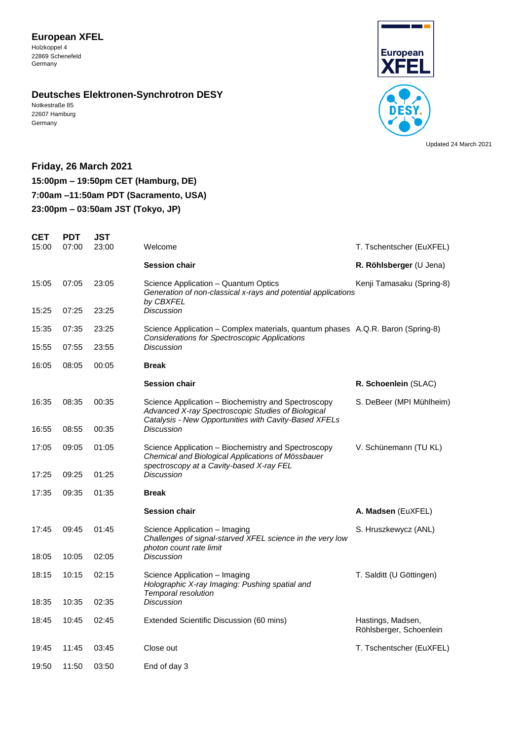**European XFEL**
Holzkoppel 4
22869 Schenefeld
Germany

**Deutsches Elektronen-Synchrotron DESY**
Notkestraße 85
22607 Hamburg
Germany

Updated 24 March 2021

## Friday, 26 March 2021
## 15:00pm – 19:50pm CET (Hamburg, DE)
## 7:00am –11:50am PDT (Sacramento, USA)
## 23:00pm – 03:50am JST (Tokyo, JP)

| CET | PDT | JST | | |
|---|---|---|---|---|
| 15:00 | 07:00 | 23:00 | Welcome | T. Tschentscher (EuXFEL) |
| | | | **Session chair** | **R. Röhlsberger** (U Jena) |
| 15:05 | 07:05 | 23:05 | Science Application – Quantum Optics<br>*Generation of non-classical x-rays and potential applications by CBXFEL* | Kenji Tamasaku (Spring-8) |
| 15:25 | 07:25 | 23:25 | *Discussion* | |
| 15:35 | 07:35 | 23:25 | Science Application – Complex materials, quantum phases<br>*Considerations for Spectroscopic Applications* | A.Q.R. Baron (Spring-8) |
| 15:55 | 07:55 | 23:55 | *Discussion* | |
| 16:05 | 08:05 | 00:05 | **Break** | |
| | | | **Session chair** | **R. Schoenlein** (SLAC) |
| 16:35 | 08:35 | 00:35 | Science Application – Biochemistry and Spectroscopy<br>*Advanced X-ray Spectroscopic Studies of Biological Catalysis - New Opportunities with Cavity-Based XFELs* | S. DeBeer (MPI Mühlheim) |
| 16:55 | 08:55 | 00:35 | *Discussion* | |
| 17:05 | 09:05 | 01:05 | Science Application – Biochemistry and Spectroscopy<br>*Chemical and Biological Applications of Mössbauer spectroscopy at a Cavity-based X-ray FEL* | V. Schünemann (TU KL) |
| 17:25 | 09:25 | 01:25 | *Discussion* | |
| 17:35 | 09:35 | 01:35 | **Break** | |
| | | | **Session chair** | **A. Madsen** (EuXFEL) |
| 17:45 | 09:45 | 01:45 | Science Application – Imaging<br>*Challenges of signal-starved XFEL science in the very low photon count rate limit* | S. Hruszkewycz (ANL) |
| 18:05 | 10:05 | 02:05 | *Discussion* | |
| 18:15 | 10:15 | 02:15 | Science Application – Imaging<br>*Holographic X-ray Imaging: Pushing spatial and Temporal resolution* | T. Salditt (U Göttingen) |
| 18:35 | 10:35 | 02:35 | *Discussion* | |
| 18:45 | 10:45 | 02:45 | Extended Scientific Discussion (60 mins) | Hastings, Madsen, Röhlsberger, Schoenlein |
| 19:45 | 11:45 | 03:45 | Close out | T. Tschentscher (EuXFEL) |
| 19:50 | 11:50 | 03:50 | End of day 3 | |